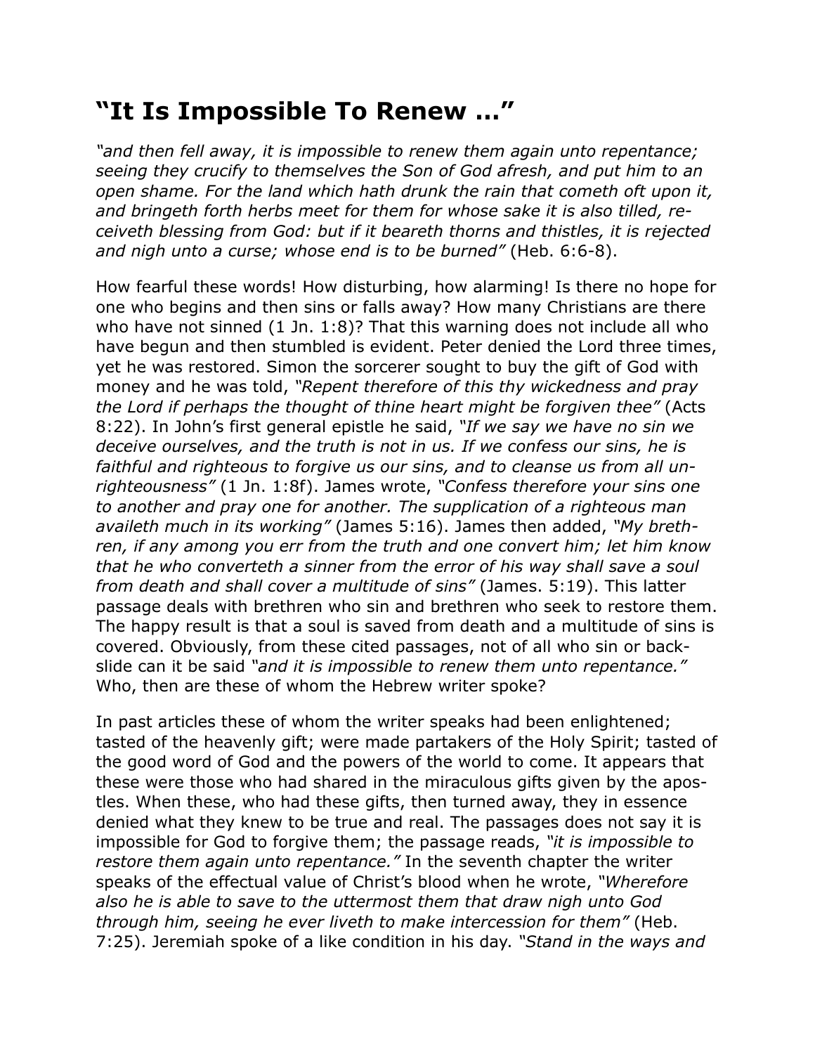# “It Is Impossible To Renew …”

*“and then fell away, it is impossible to renew them again unto repentance; seeing they crucify to themselves the Son of God afresh, and put him to an open shame. For the land which hath drunk the rain that cometh oft upon it, and bringeth forth herbs meet for them for whose sake it is also tilled, receiveth blessing from God: but if it beareth thorns and thistles, it is rejected and nigh unto a curse; whose end is to be burned”* (Heb. 6:6-8).

How fearful these words! How disturbing, how alarming! Is there no hope for one who begins and then sins or falls away? How many Christians are there who have not sinned (1 Jn. 1:8)? That this warning does not include all who have begun and then stumbled is evident. Peter denied the Lord three times, yet he was restored. Simon the sorcerer sought to buy the gift of God with money and he was told, *“Repent therefore of this thy wickedness and pray the Lord if perhaps the thought of thine heart might be forgiven thee”* (Acts 8:22). In John’s first general epistle he said, *“If we say we have no sin we deceive ourselves, and the truth is not in us. If we confess our sins, he is faithful and righteous to forgive us our sins, and to cleanse us from all unrighteousness”* (1 Jn. 1:8f). James wrote, *“Confess therefore your sins one to another and pray one for another. The supplication of a righteous man availeth much in its working”* (James 5:16). James then added, *“My brethren, if any among you err from the truth and one convert him; let him know that he who converteth a sinner from the error of his way shall save a soul from death and shall cover a multitude of sins”* (James. 5:19). This latter passage deals with brethren who sin and brethren who seek to restore them. The happy result is that a soul is saved from death and a multitude of sins is covered. Obviously, from these cited passages, not of all who sin or backslide can it be said *“and it is impossible to renew them unto repentance.”* Who, then are these of whom the Hebrew writer spoke?

In past articles these of whom the writer speaks had been enlightened; tasted of the heavenly gift; were made partakers of the Holy Spirit; tasted of the good word of God and the powers of the world to come. It appears that these were those who had shared in the miraculous gifts given by the apostles. When these, who had these gifts, then turned away, they in essence denied what they knew to be true and real. The passages does not say it is impossible for God to forgive them; the passage reads, *“it is impossible to restore them again unto repentance.”* In the seventh chapter the writer speaks of the effectual value of Christ’s blood when he wrote, *“Wherefore also he is able to save to the uttermost them that draw nigh unto God through him, seeing he ever liveth to make intercession for them”* (Heb. 7:25). Jeremiah spoke of a like condition in his day. *“Stand in the ways and*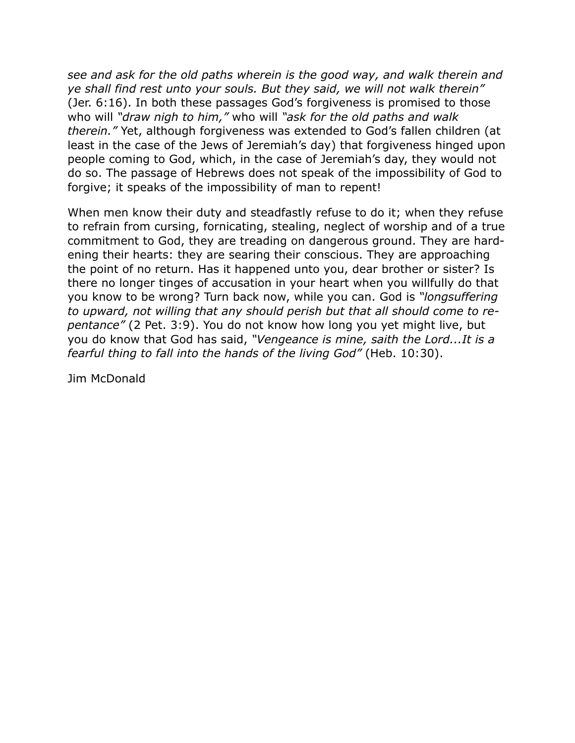*see and ask for the old paths wherein is the good way, and walk therein and ye shall find rest unto your souls. But they said, we will not walk therein"* (Jer. 6:16). In both these passages God's forgiveness is promised to those who will *"draw nigh to him,"* who will *"ask for the old paths and walk therein."* Yet, although forgiveness was extended to God's fallen children (at least in the case of the Jews of Jeremiah's day) that forgiveness hinged upon people coming to God, which, in the case of Jeremiah's day, they would not do so. The passage of Hebrews does not speak of the impossibility of God to forgive; it speaks of the impossibility of man to repent!

When men know their duty and steadfastly refuse to do it; when they refuse to refrain from cursing, fornicating, stealing, neglect of worship and of a true commitment to God, they are treading on dangerous ground. They are hardening their hearts: they are searing their conscious. They are approaching the point of no return. Has it happened unto you, dear brother or sister? Is there no longer tinges of accusation in your heart when you willfully do that you know to be wrong? Turn back now, while you can. God is *"longsuffering to upward, not willing that any should perish but that all should come to repentance"* (2 Pet. 3:9). You do not know how long you yet might live, but you do know that God has said, *"Vengeance is mine, saith the Lord...It is a fearful thing to fall into the hands of the living God"* (Heb. 10:30).

Jim McDonald